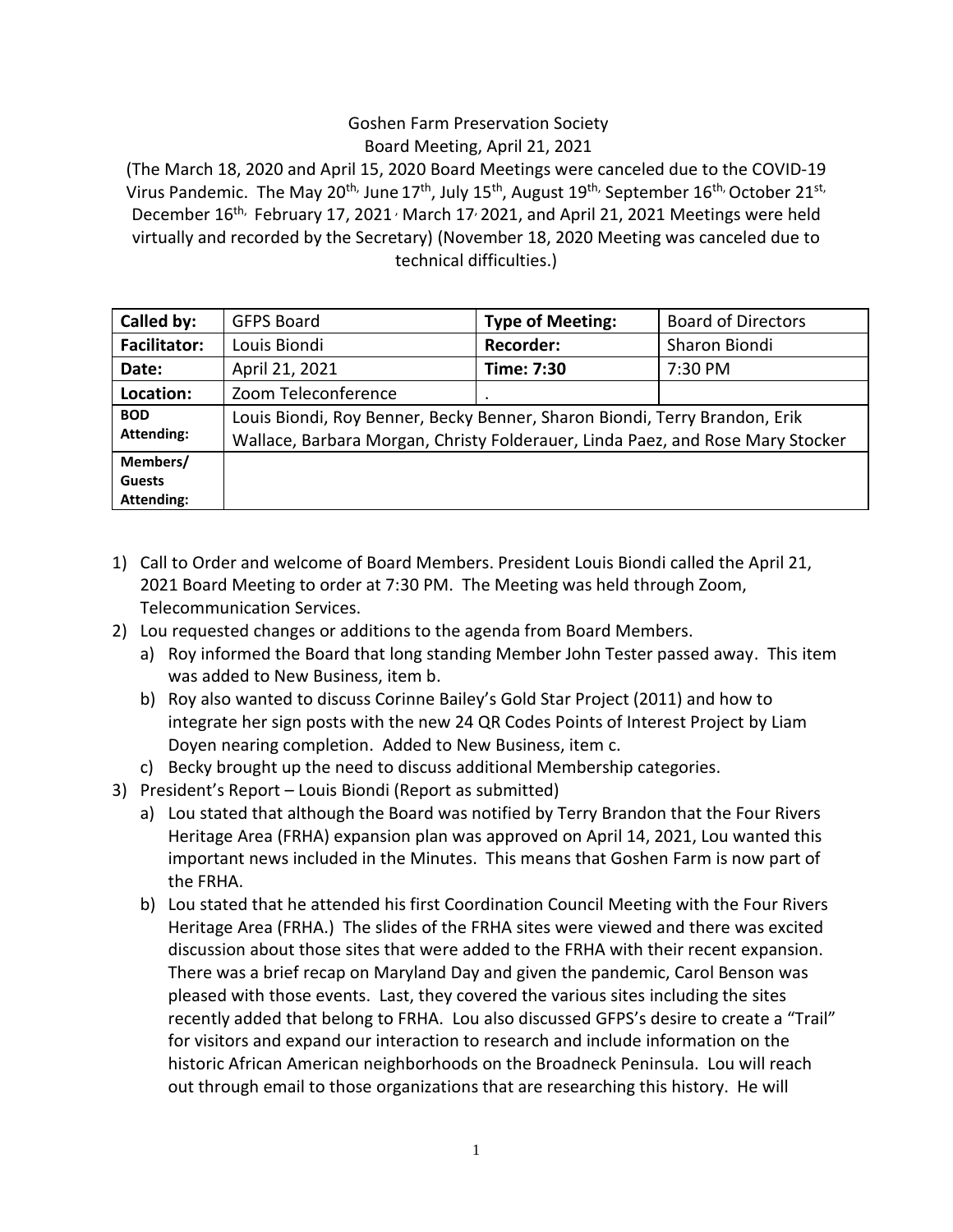Goshen Farm Preservation Society
Board Meeting, April 21, 2021

(The March 18, 2020 and April 15, 2020 Board Meetings were canceled due to the COVID-19 Virus Pandemic. The May 20th, June 17th, July 15th, August 19th, September 16th, October 21st, December 16th, February 17, 2021, March 17, 2021, and April 21, 2021 Meetings were held virtually and recorded by the Secretary) (November 18, 2020 Meeting was canceled due to technical difficulties.)

| **Called by:** | GFPS Board | **Type of Meeting:** | Board of Directors |
|---|---|---|---|
| **Facilitator:** | Louis Biondi | **Recorder:** | Sharon Biondi |
| **Date:** | April 21, 2021 | **Time: 7:30** | 7:30 PM |
| **Location:** | Zoom Teleconference | . | |
| **BOD Attending:** | Louis Biondi, Roy Benner, Becky Benner, Sharon Biondi, Terry Brandon, Erik Wallace, Barbara Morgan, Christy Folderauer, Linda Paez, and Rose Mary Stocker | | |
| **Members/ Guests Attending:** | | | |

1) Call to Order and welcome of Board Members. President Louis Biondi called the April 21, 2021 Board Meeting to order at 7:30 PM. The Meeting was held through Zoom, Telecommunication Services.
2) Lou requested changes or additions to the agenda from Board Members.
   a) Roy informed the Board that long standing Member John Tester passed away. This item was added to New Business, item b.
   b) Roy also wanted to discuss Corinne Bailey's Gold Star Project (2011) and how to integrate her sign posts with the new 24 QR Codes Points of Interest Project by Liam Doyen nearing completion. Added to New Business, item c.
   c) Becky brought up the need to discuss additional Membership categories.
3) President's Report – Louis Biondi (Report as submitted)
   a) Lou stated that although the Board was notified by Terry Brandon that the Four Rivers Heritage Area (FRHA) expansion plan was approved on April 14, 2021, Lou wanted this important news included in the Minutes. This means that Goshen Farm is now part of the FRHA.
   b) Lou stated that he attended his first Coordination Council Meeting with the Four Rivers Heritage Area (FRHA.) The slides of the FRHA sites were viewed and there was excited discussion about those sites that were added to the FRHA with their recent expansion. There was a brief recap on Maryland Day and given the pandemic, Carol Benson was pleased with those events. Last, they covered the various sites including the sites recently added that belong to FRHA. Lou also discussed GFPS's desire to create a "Trail" for visitors and expand our interaction to research and include information on the historic African American neighborhoods on the Broadneck Peninsula. Lou will reach out through email to those organizations that are researching this history. He will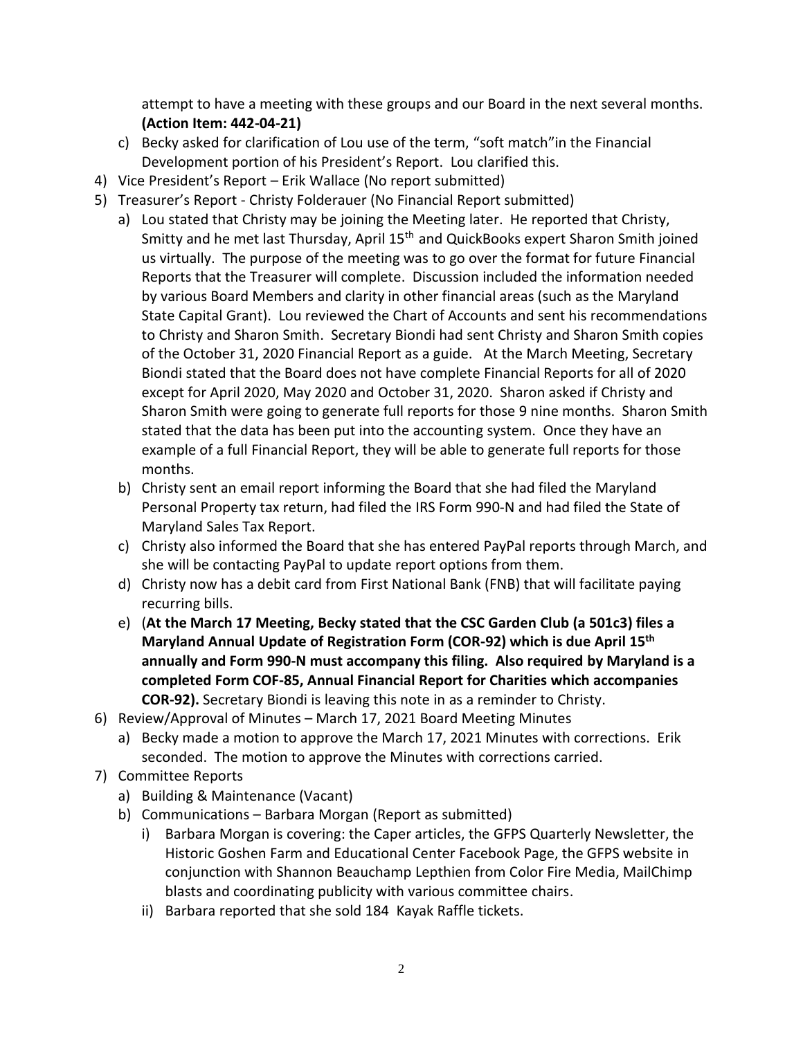attempt to have a meeting with these groups and our Board in the next several months. **(Action Item: 442-04-21)**

c) Becky asked for clarification of Lou use of the term, "soft match"in the Financial Development portion of his President's Report. Lou clarified this.

4) Vice President's Report – Erik Wallace (No report submitted)
5) Treasurer's Report - Christy Folderauer (No Financial Report submitted)
   a) Lou stated that Christy may be joining the Meeting later. He reported that Christy, Smitty and he met last Thursday, April 15th and QuickBooks expert Sharon Smith joined us virtually. The purpose of the meeting was to go over the format for future Financial Reports that the Treasurer will complete. Discussion included the information needed by various Board Members and clarity in other financial areas (such as the Maryland State Capital Grant). Lou reviewed the Chart of Accounts and sent his recommendations to Christy and Sharon Smith. Secretary Biondi had sent Christy and Sharon Smith copies of the October 31, 2020 Financial Report as a guide. At the March Meeting, Secretary Biondi stated that the Board does not have complete Financial Reports for all of 2020 except for April 2020, May 2020 and October 31, 2020. Sharon asked if Christy and Sharon Smith were going to generate full reports for those 9 nine months. Sharon Smith stated that the data has been put into the accounting system. Once they have an example of a full Financial Report, they will be able to generate full reports for those months.
   b) Christy sent an email report informing the Board that she had filed the Maryland Personal Property tax return, had filed the IRS Form 990-N and had filed the State of Maryland Sales Tax Report.
   c) Christy also informed the Board that she has entered PayPal reports through March, and she will be contacting PayPal to update report options from them.
   d) Christy now has a debit card from First National Bank (FNB) that will facilitate paying recurring bills.
   e) (**At the March 17 Meeting, Becky stated that the CSC Garden Club (a 501c3) files a Maryland Annual Update of Registration Form (COR-92) which is due April 15th annually and Form 990-N must accompany this filing. Also required by Maryland is a completed Form COF-85, Annual Financial Report for Charities which accompanies COR-92).** Secretary Biondi is leaving this note in as a reminder to Christy.
6) Review/Approval of Minutes – March 17, 2021 Board Meeting Minutes
   a) Becky made a motion to approve the March 17, 2021 Minutes with corrections. Erik seconded. The motion to approve the Minutes with corrections carried.
7) Committee Reports
   a) Building & Maintenance (Vacant)
   b) Communications – Barbara Morgan (Report as submitted)
      i) Barbara Morgan is covering: the Caper articles, the GFPS Quarterly Newsletter, the Historic Goshen Farm and Educational Center Facebook Page, the GFPS website in conjunction with Shannon Beauchamp Lepthien from Color Fire Media, MailChimp blasts and coordinating publicity with various committee chairs.
      ii) Barbara reported that she sold 184 Kayak Raffle tickets.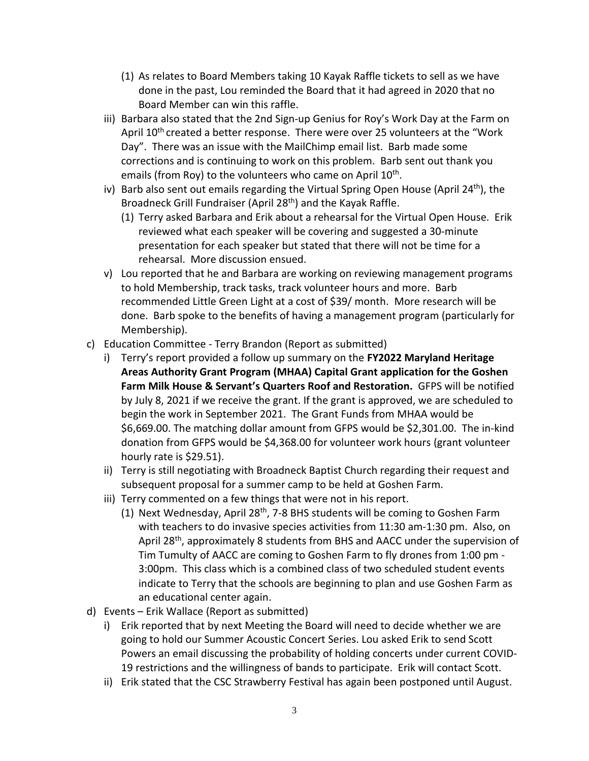(1) As relates to Board Members taking 10 Kayak Raffle tickets to sell as we have done in the past, Lou reminded the Board that it had agreed in 2020 that no Board Member can win this raffle.

iii) Barbara also stated that the 2nd Sign-up Genius for Roy's Work Day at the Farm on April 10th created a better response. There were over 25 volunteers at the "Work Day". There was an issue with the MailChimp email list. Barb made some corrections and is continuing to work on this problem. Barb sent out thank you emails (from Roy) to the volunteers who came on April 10th.

iv) Barb also sent out emails regarding the Virtual Spring Open House (April 24th), the Broadneck Grill Fundraiser (April 28th) and the Kayak Raffle.

(1) Terry asked Barbara and Erik about a rehearsal for the Virtual Open House. Erik reviewed what each speaker will be covering and suggested a 30-minute presentation for each speaker but stated that there will not be time for a rehearsal. More discussion ensued.

v) Lou reported that he and Barbara are working on reviewing management programs to hold Membership, track tasks, track volunteer hours and more. Barb recommended Little Green Light at a cost of $39/ month. More research will be done. Barb spoke to the benefits of having a management program (particularly for Membership).

c) Education Committee - Terry Brandon (Report as submitted)

i) Terry's report provided a follow up summary on the **FY2022 Maryland Heritage Areas Authority Grant Program (MHAA) Capital Grant application for the Goshen Farm Milk House & Servant's Quarters Roof and Restoration.** GFPS will be notified by July 8, 2021 if we receive the grant. If the grant is approved, we are scheduled to begin the work in September 2021. The Grant Funds from MHAA would be $6,669.00. The matching dollar amount from GFPS would be $2,301.00. The in-kind donation from GFPS would be $4,368.00 for volunteer work hours (grant volunteer hourly rate is $29.51).

ii) Terry is still negotiating with Broadneck Baptist Church regarding their request and subsequent proposal for a summer camp to be held at Goshen Farm.

iii) Terry commented on a few things that were not in his report.

(1) Next Wednesday, April 28th, 7-8 BHS students will be coming to Goshen Farm with teachers to do invasive species activities from 11:30 am-1:30 pm. Also, on April 28th, approximately 8 students from BHS and AACC under the supervision of Tim Tumulty of AACC are coming to Goshen Farm to fly drones from 1:00 pm - 3:00pm. This class which is a combined class of two scheduled student events indicate to Terry that the schools are beginning to plan and use Goshen Farm as an educational center again.

d) Events – Erik Wallace (Report as submitted)

i) Erik reported that by next Meeting the Board will need to decide whether we are going to hold our Summer Acoustic Concert Series. Lou asked Erik to send Scott Powers an email discussing the probability of holding concerts under current COVID-19 restrictions and the willingness of bands to participate. Erik will contact Scott.

ii) Erik stated that the CSC Strawberry Festival has again been postponed until August.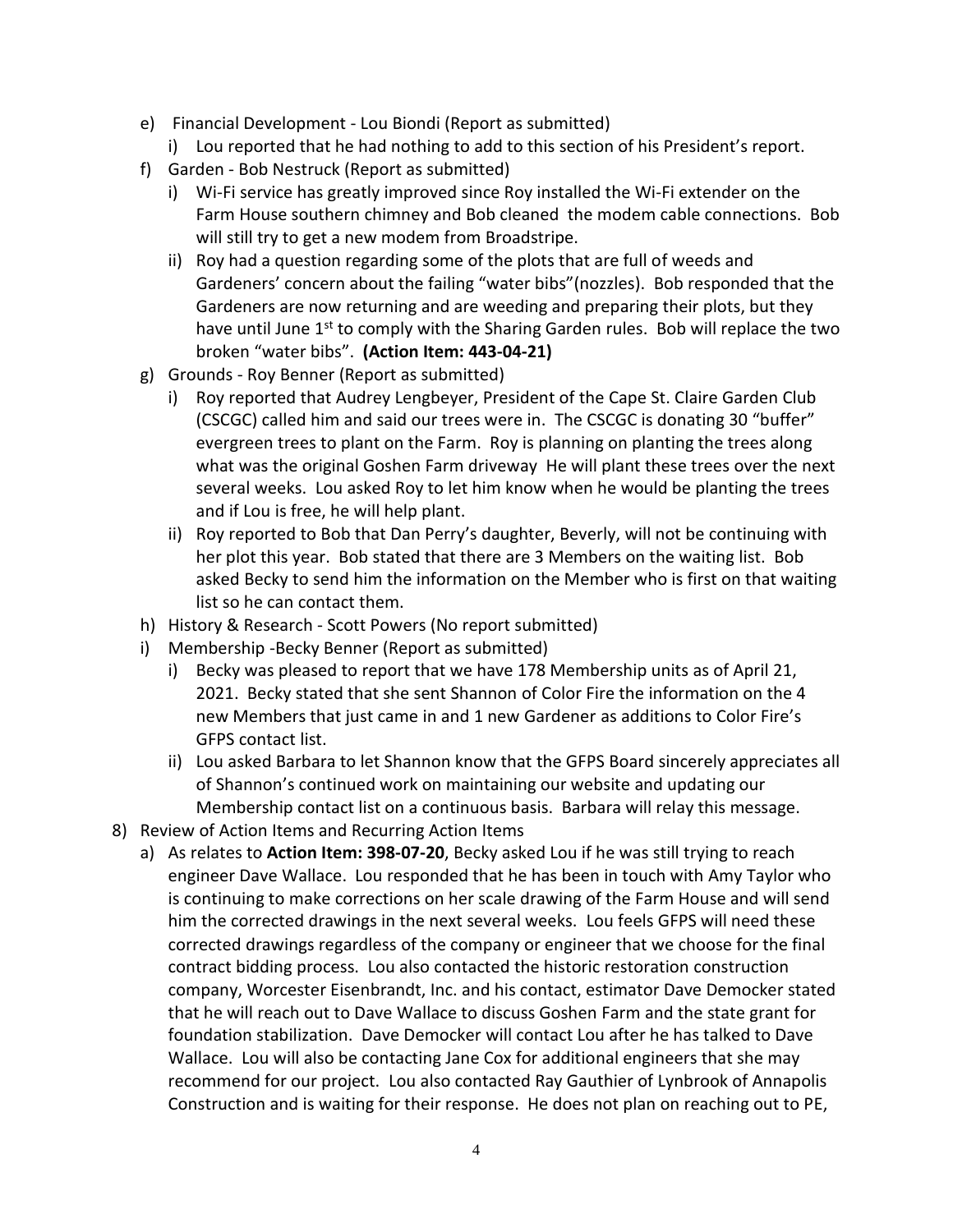- e) Financial Development - Lou Biondi (Report as submitted)
  - i) Lou reported that he had nothing to add to this section of his President's report.
- f) Garden - Bob Nestruck (Report as submitted)
  - i) Wi-Fi service has greatly improved since Roy installed the Wi-Fi extender on the Farm House southern chimney and Bob cleaned the modem cable connections. Bob will still try to get a new modem from Broadstripe.
  - ii) Roy had a question regarding some of the plots that are full of weeds and Gardeners' concern about the failing "water bibs"(nozzles). Bob responded that the Gardeners are now returning and are weeding and preparing their plots, but they have until June 1st to comply with the Sharing Garden rules. Bob will replace the two broken "water bibs". **(Action Item: 443-04-21)**
- g) Grounds - Roy Benner (Report as submitted)
  - i) Roy reported that Audrey Lengbeyer, President of the Cape St. Claire Garden Club (CSCGC) called him and said our trees were in. The CSCGC is donating 30 "buffer" evergreen trees to plant on the Farm. Roy is planning on planting the trees along what was the original Goshen Farm driveway He will plant these trees over the next several weeks. Lou asked Roy to let him know when he would be planting the trees and if Lou is free, he will help plant.
  - ii) Roy reported to Bob that Dan Perry's daughter, Beverly, will not be continuing with her plot this year. Bob stated that there are 3 Members on the waiting list. Bob asked Becky to send him the information on the Member who is first on that waiting list so he can contact them.
- h) History & Research - Scott Powers (No report submitted)
- i) Membership -Becky Benner (Report as submitted)
  - i) Becky was pleased to report that we have 178 Membership units as of April 21, 2021. Becky stated that she sent Shannon of Color Fire the information on the 4 new Members that just came in and 1 new Gardener as additions to Color Fire's GFPS contact list.
  - ii) Lou asked Barbara to let Shannon know that the GFPS Board sincerely appreciates all of Shannon's continued work on maintaining our website and updating our Membership contact list on a continuous basis. Barbara will relay this message.

8) Review of Action Items and Recurring Action Items
   - a) As relates to **Action Item: 398-07-20**, Becky asked Lou if he was still trying to reach engineer Dave Wallace. Lou responded that he has been in touch with Amy Taylor who is continuing to make corrections on her scale drawing of the Farm House and will send him the corrected drawings in the next several weeks. Lou feels GFPS will need these corrected drawings regardless of the company or engineer that we choose for the final contract bidding process. Lou also contacted the historic restoration construction company, Worcester Eisenbrandt, Inc. and his contact, estimator Dave Democker stated that he will reach out to Dave Wallace to discuss Goshen Farm and the state grant for foundation stabilization. Dave Democker will contact Lou after he has talked to Dave Wallace. Lou will also be contacting Jane Cox for additional engineers that she may recommend for our project. Lou also contacted Ray Gauthier of Lynbrook of Annapolis Construction and is waiting for their response. He does not plan on reaching out to PE,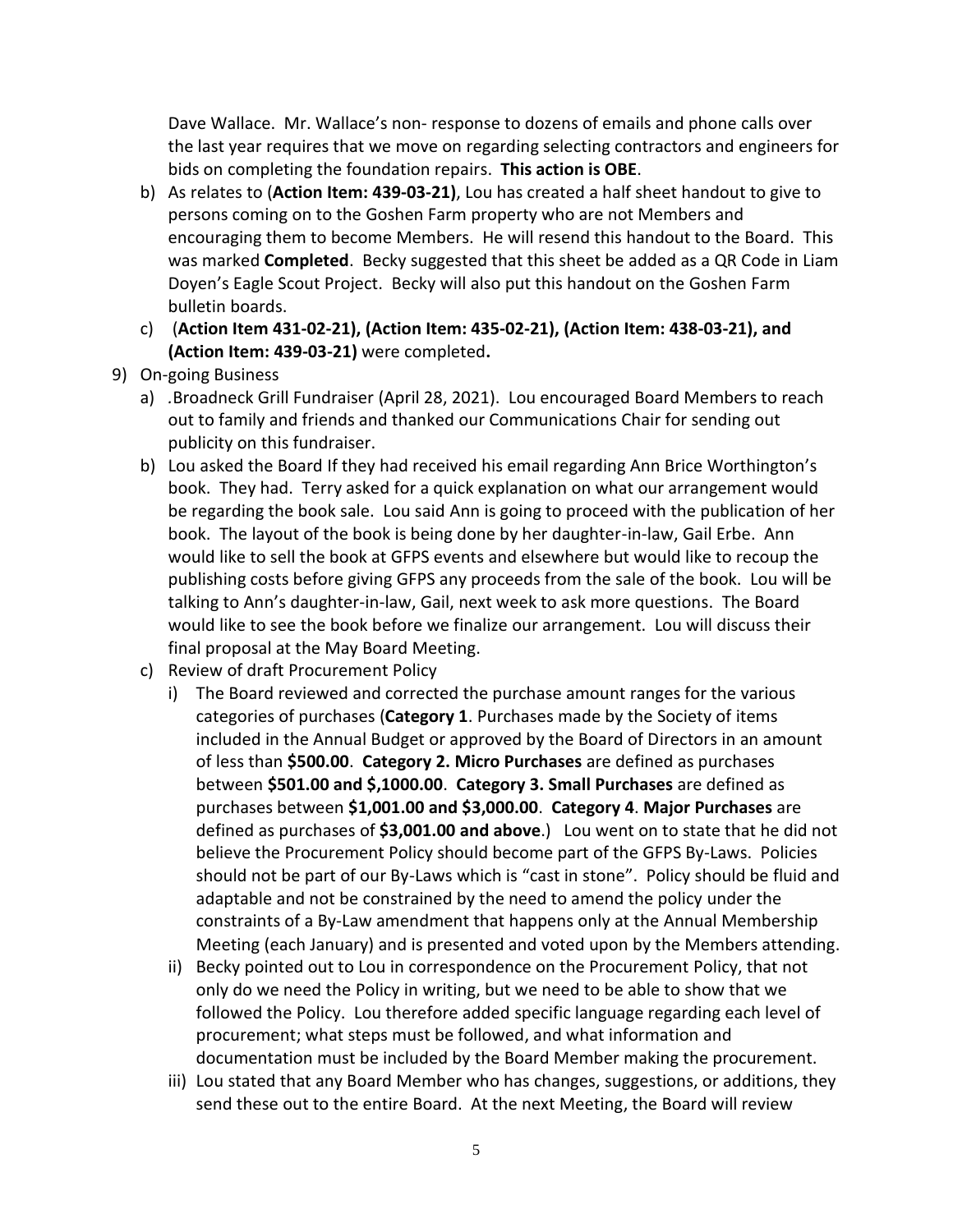Dave Wallace. Mr. Wallace's non- response to dozens of emails and phone calls over the last year requires that we move on regarding selecting contractors and engineers for bids on completing the foundation repairs. **This action is OBE**.

b) As relates to (**Action Item: 439-03-21)**, Lou has created a half sheet handout to give to persons coming on to the Goshen Farm property who are not Members and encouraging them to become Members. He will resend this handout to the Board. This was marked **Completed**. Becky suggested that this sheet be added as a QR Code in Liam Doyen's Eagle Scout Project. Becky will also put this handout on the Goshen Farm bulletin boards.

c) (**Action Item 431-02-21), (Action Item: 435-02-21), (Action Item: 438-03-21), and (Action Item: 439-03-21)** were completed**.**

9) On-going Business

a) .Broadneck Grill Fundraiser (April 28, 2021). Lou encouraged Board Members to reach out to family and friends and thanked our Communications Chair for sending out publicity on this fundraiser.

b) Lou asked the Board If they had received his email regarding Ann Brice Worthington's book. They had. Terry asked for a quick explanation on what our arrangement would be regarding the book sale. Lou said Ann is going to proceed with the publication of her book. The layout of the book is being done by her daughter-in-law, Gail Erbe. Ann would like to sell the book at GFPS events and elsewhere but would like to recoup the publishing costs before giving GFPS any proceeds from the sale of the book. Lou will be talking to Ann's daughter-in-law, Gail, next week to ask more questions. The Board would like to see the book before we finalize our arrangement. Lou will discuss their final proposal at the May Board Meeting.

c) Review of draft Procurement Policy

i) The Board reviewed and corrected the purchase amount ranges for the various categories of purchases (**Category 1**. Purchases made by the Society of items included in the Annual Budget or approved by the Board of Directors in an amount of less than **$500.00**. **Category 2. Micro Purchases** are defined as purchases between **$501.00 and $,1000.00**. **Category 3. Small Purchases** are defined as purchases between **$1,001.00 and $3,000.00**. **Category 4**. **Major Purchases** are defined as purchases of **$3,001.00 and above**.) Lou went on to state that he did not believe the Procurement Policy should become part of the GFPS By-Laws. Policies should not be part of our By-Laws which is "cast in stone". Policy should be fluid and adaptable and not be constrained by the need to amend the policy under the constraints of a By-Law amendment that happens only at the Annual Membership Meeting (each January) and is presented and voted upon by the Members attending.

ii) Becky pointed out to Lou in correspondence on the Procurement Policy, that not only do we need the Policy in writing, but we need to be able to show that we followed the Policy. Lou therefore added specific language regarding each level of procurement; what steps must be followed, and what information and documentation must be included by the Board Member making the procurement.

iii) Lou stated that any Board Member who has changes, suggestions, or additions, they send these out to the entire Board. At the next Meeting, the Board will review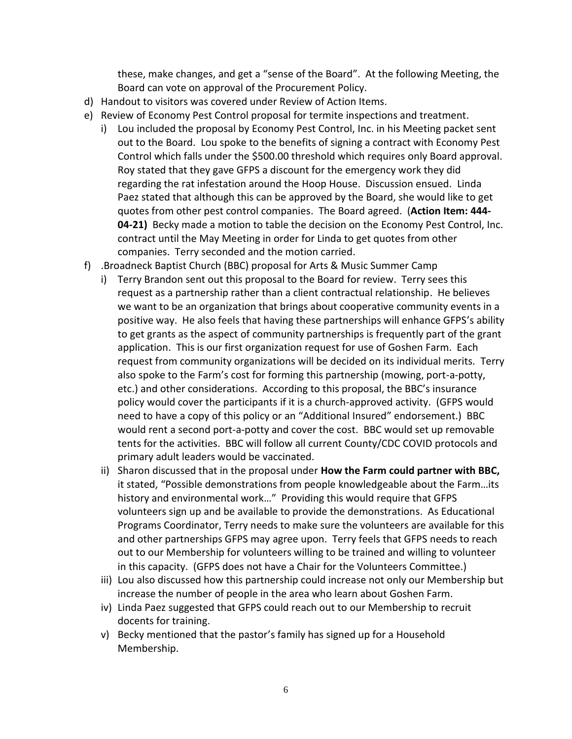these, make changes, and get a "sense of the Board". At the following Meeting, the Board can vote on approval of the Procurement Policy.

d) Handout to visitors was covered under Review of Action Items.
e) Review of Economy Pest Control proposal for termite inspections and treatment.
   i) Lou included the proposal by Economy Pest Control, Inc. in his Meeting packet sent out to the Board. Lou spoke to the benefits of signing a contract with Economy Pest Control which falls under the $500.00 threshold which requires only Board approval. Roy stated that they gave GFPS a discount for the emergency work they did regarding the rat infestation around the Hoop House. Discussion ensued. Linda Paez stated that although this can be approved by the Board, she would like to get quotes from other pest control companies. The Board agreed. (**Action Item: 444-04-21)** Becky made a motion to table the decision on the Economy Pest Control, Inc. contract until the May Meeting in order for Linda to get quotes from other companies. Terry seconded and the motion carried.
f) .Broadneck Baptist Church (BBC) proposal for Arts & Music Summer Camp
   i) Terry Brandon sent out this proposal to the Board for review. Terry sees this request as a partnership rather than a client contractual relationship. He believes we want to be an organization that brings about cooperative community events in a positive way. He also feels that having these partnerships will enhance GFPS's ability to get grants as the aspect of community partnerships is frequently part of the grant application. This is our first organization request for use of Goshen Farm. Each request from community organizations will be decided on its individual merits. Terry also spoke to the Farm's cost for forming this partnership (mowing, port-a-potty, etc.) and other considerations. According to this proposal, the BBC's insurance policy would cover the participants if it is a church-approved activity. (GFPS would need to have a copy of this policy or an "Additional Insured" endorsement.) BBC would rent a second port-a-potty and cover the cost. BBC would set up removable tents for the activities. BBC will follow all current County/CDC COVID protocols and primary adult leaders would be vaccinated.
   ii) Sharon discussed that in the proposal under **How the Farm could partner with BBC,** it stated, "Possible demonstrations from people knowledgeable about the Farm…its history and environmental work…" Providing this would require that GFPS volunteers sign up and be available to provide the demonstrations. As Educational Programs Coordinator, Terry needs to make sure the volunteers are available for this and other partnerships GFPS may agree upon. Terry feels that GFPS needs to reach out to our Membership for volunteers willing to be trained and willing to volunteer in this capacity. (GFPS does not have a Chair for the Volunteers Committee.)
   iii) Lou also discussed how this partnership could increase not only our Membership but increase the number of people in the area who learn about Goshen Farm.
   iv) Linda Paez suggested that GFPS could reach out to our Membership to recruit docents for training.
   v) Becky mentioned that the pastor's family has signed up for a Household Membership.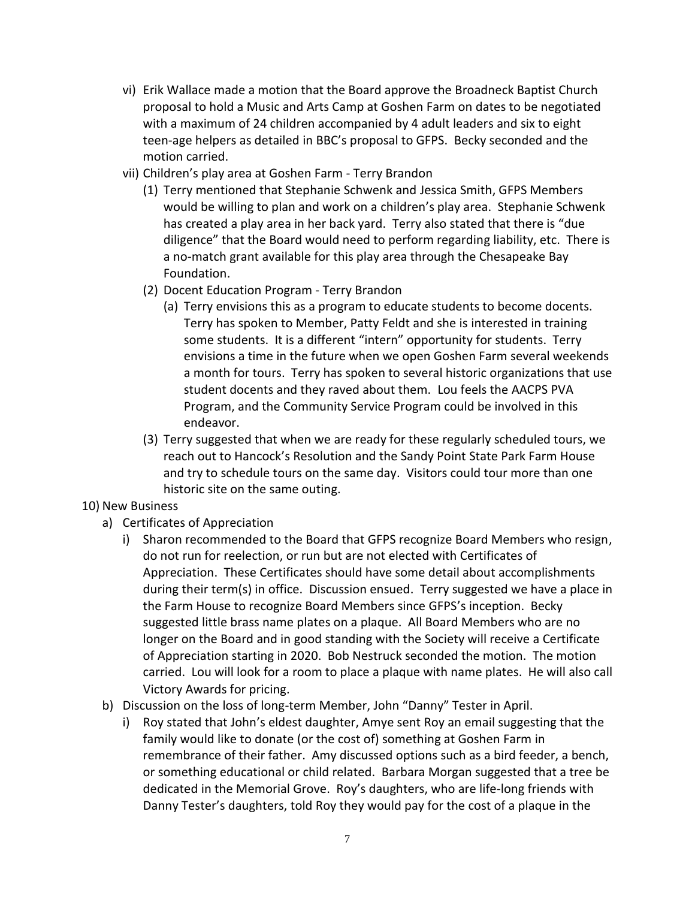vi) Erik Wallace made a motion that the Board approve the Broadneck Baptist Church proposal to hold a Music and Arts Camp at Goshen Farm on dates to be negotiated with a maximum of 24 children accompanied by 4 adult leaders and six to eight teen-age helpers as detailed in BBC's proposal to GFPS. Becky seconded and the motion carried.

vii) Children's play area at Goshen Farm - Terry Brandon

(1) Terry mentioned that Stephanie Schwenk and Jessica Smith, GFPS Members would be willing to plan and work on a children's play area. Stephanie Schwenk has created a play area in her back yard. Terry also stated that there is "due diligence" that the Board would need to perform regarding liability, etc. There is a no-match grant available for this play area through the Chesapeake Bay Foundation.

(2) Docent Education Program - Terry Brandon

(a) Terry envisions this as a program to educate students to become docents. Terry has spoken to Member, Patty Feldt and she is interested in training some students. It is a different "intern" opportunity for students. Terry envisions a time in the future when we open Goshen Farm several weekends a month for tours. Terry has spoken to several historic organizations that use student docents and they raved about them. Lou feels the AACPS PVA Program, and the Community Service Program could be involved in this endeavor.

(3) Terry suggested that when we are ready for these regularly scheduled tours, we reach out to Hancock's Resolution and the Sandy Point State Park Farm House and try to schedule tours on the same day. Visitors could tour more than one historic site on the same outing.

10) New Business

a) Certificates of Appreciation

i) Sharon recommended to the Board that GFPS recognize Board Members who resign, do not run for reelection, or run but are not elected with Certificates of Appreciation. These Certificates should have some detail about accomplishments during their term(s) in office. Discussion ensued. Terry suggested we have a place in the Farm House to recognize Board Members since GFPS's inception. Becky suggested little brass name plates on a plaque. All Board Members who are no longer on the Board and in good standing with the Society will receive a Certificate of Appreciation starting in 2020. Bob Nestruck seconded the motion. The motion carried. Lou will look for a room to place a plaque with name plates. He will also call Victory Awards for pricing.

b) Discussion on the loss of long-term Member, John "Danny" Tester in April.

i) Roy stated that John's eldest daughter, Amye sent Roy an email suggesting that the family would like to donate (or the cost of) something at Goshen Farm in remembrance of their father. Amy discussed options such as a bird feeder, a bench, or something educational or child related. Barbara Morgan suggested that a tree be dedicated in the Memorial Grove. Roy's daughters, who are life-long friends with Danny Tester's daughters, told Roy they would pay for the cost of a plaque in the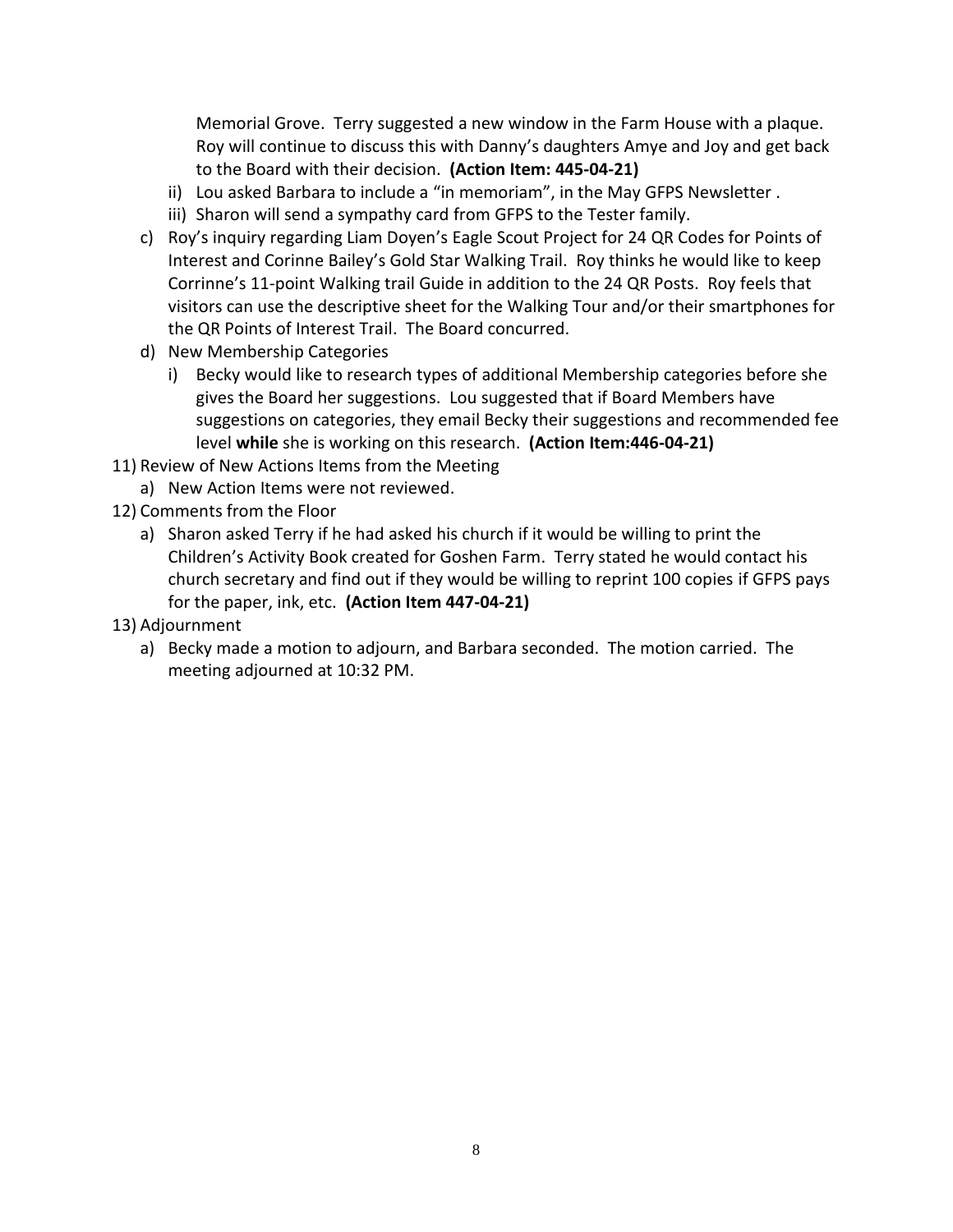Memorial Grove. Terry suggested a new window in the Farm House with a plaque. Roy will continue to discuss this with Danny's daughters Amye and Joy and get back to the Board with their decision. **(Action Item: 445-04-21)**

   ii) Lou asked Barbara to include a "in memoriam", in the May GFPS Newsletter .
   iii) Sharon will send a sympathy card from GFPS to the Tester family.

c) Roy's inquiry regarding Liam Doyen's Eagle Scout Project for 24 QR Codes for Points of Interest and Corinne Bailey's Gold Star Walking Trail. Roy thinks he would like to keep Corrinne's 11-point Walking trail Guide in addition to the 24 QR Posts. Roy feels that visitors can use the descriptive sheet for the Walking Tour and/or their smartphones for the QR Points of Interest Trail. The Board concurred.

d) New Membership Categories
   i) Becky would like to research types of additional Membership categories before she gives the Board her suggestions. Lou suggested that if Board Members have suggestions on categories, they email Becky their suggestions and recommended fee level **while** she is working on this research. **(Action Item:446-04-21)**

11) Review of New Actions Items from the Meeting
   a) New Action Items were not reviewed.

12) Comments from the Floor
   a) Sharon asked Terry if he had asked his church if it would be willing to print the Children's Activity Book created for Goshen Farm. Terry stated he would contact his church secretary and find out if they would be willing to reprint 100 copies if GFPS pays for the paper, ink, etc. **(Action Item 447-04-21)**

13) Adjournment
   a) Becky made a motion to adjourn, and Barbara seconded. The motion carried. The meeting adjourned at 10:32 PM.